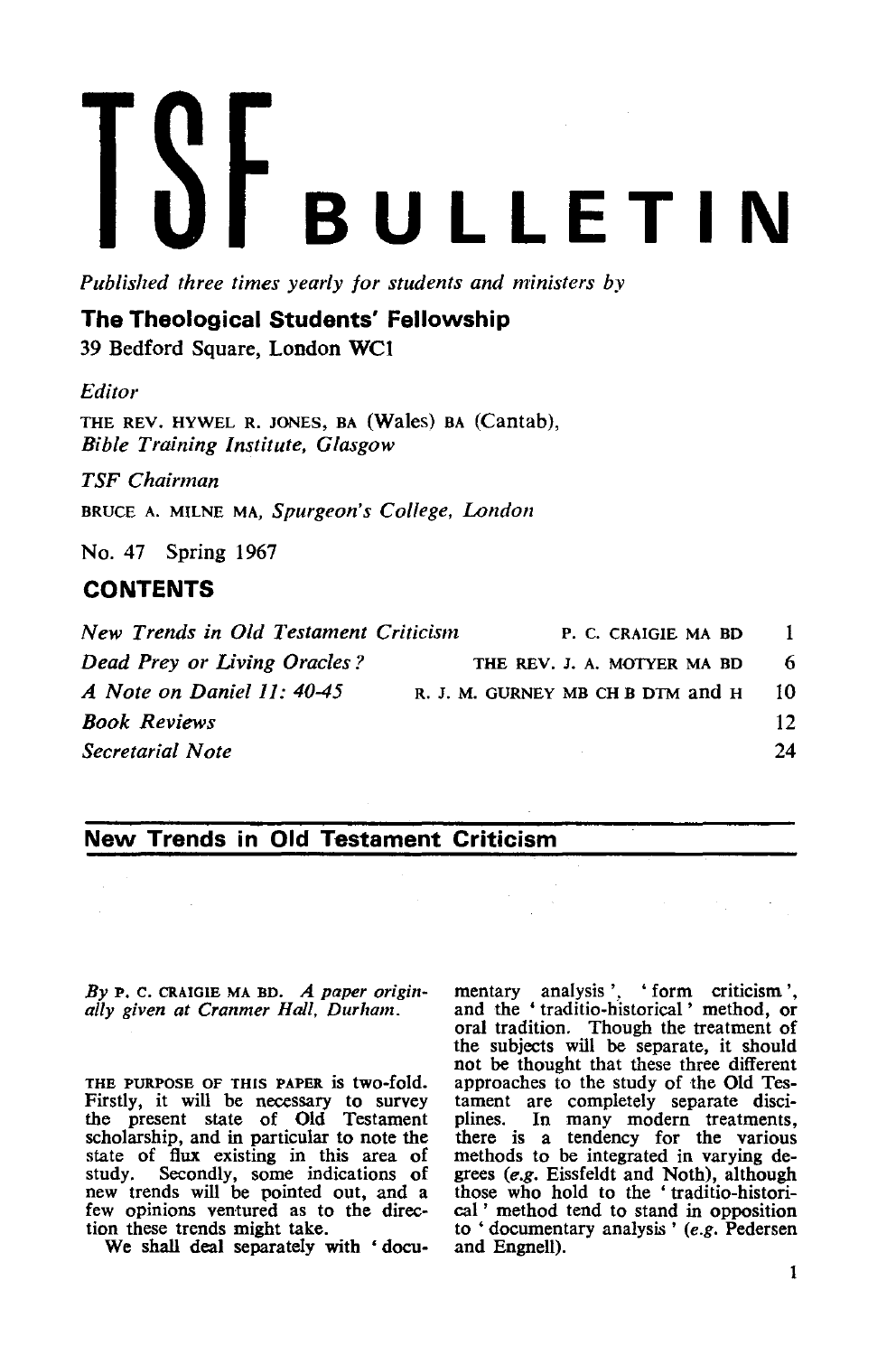# TSF BULLETIN

*Published three times yearly for students and ministers by*

**The Theological Students' Fellowship**
39 Bedford Square, London WC1

*Editor*

THE REV. HYWEL R. JONES, BA (Wales) BA (Cantab),
*Bible Training Institute, Glasgow*

*TSF Chairman*

BRUCE A. MILNE MA, *Spurgeon's College, London*

No. 47 Spring 1967

## CONTENTS

| | | |
|---|---|---|
| *New Trends in Old Testament Criticism* | P. C. CRAIGIE MA BD | 1 |
| *Dead Prey or Living Oracles?* | THE REV. J. A. MOTYER MA BD | 6 |
| *A Note on Daniel 11: 40-45* | R. J. M. GURNEY MB CH B DTM and H | 10 |
| *Book Reviews* | | 12 |
| *Secretarial Note* | | 24 |

## New Trends in Old Testament Criticism

*By* P. C. CRAIGIE MA BD. *A paper originally given at Cranmer Hall, Durham.*

THE PURPOSE OF THIS PAPER is two-fold. Firstly, it will be necessary to survey the present state of Old Testament scholarship, and in particular to note the state of flux existing in this area of study. Secondly, some indications of new trends will be pointed out, and a few opinions ventured as to the direction these trends might take.

We shall deal separately with 'documentary analysis', 'form criticism', and the 'traditio-historical' method, or oral tradition. Though the treatment of the subjects will be separate, it should not be thought that these three different approaches to the study of the Old Testament are completely separate disciplines. In many modern treatments, there is a tendency for the various methods to be integrated in varying degrees (*e.g.* Eissfeldt and Noth), although those who hold to the 'traditio-historical' method tend to stand in opposition to 'documentary analysis' (*e.g.* Pedersen and Engnell).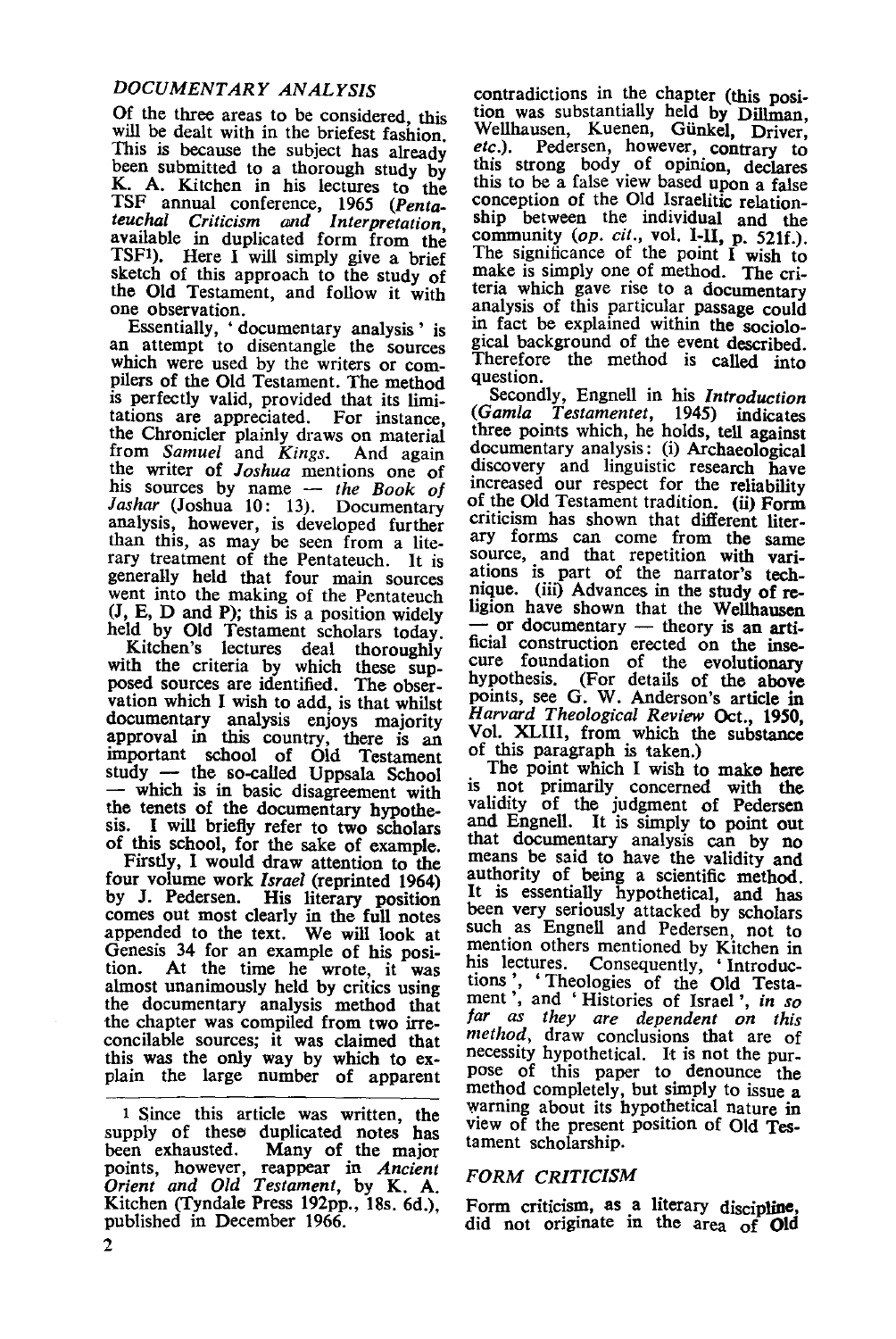## DOCUMENTARY ANALYSIS

Of the three areas to be considered, this will be dealt with in the briefest fashion. This is because the subject has already been submitted to a thorough study by K. A. Kitchen in his lectures to the TSF annual conference, 1965 (*Pentateuchal Criticism and Interpretation*, available in duplicated form from the TSF[1]). Here I will simply give a brief sketch of this approach to the study of the Old Testament, and follow it with one observation.

Essentially, 'documentary analysis' is an attempt to disentangle the sources which were used by the writers or compilers of the Old Testament. The method is perfectly valid, provided that its limitations are appreciated. For instance, the Chronicler plainly draws on material from *Samuel* and *Kings*. And again the writer of *Joshua* mentions one of his sources by name — *the Book of Jashar* (Joshua 10: 13). Documentary analysis, however, is developed further than this, as may be seen from a literary treatment of the Pentateuch. It is generally held that four main sources went into the making of the Pentateuch (J, E, D and P); this is a position widely held by Old Testament scholars today.

Kitchen's lectures deal thoroughly with the criteria by which these supposed sources are identified. The observation which I wish to add, is that whilst documentary analysis enjoys majority approval in this country, there is an important school of Old Testament study — the so-called Uppsala School — which is in basic disagreement with the tenets of the documentary hypothesis. I will briefly refer to two scholars of this school, for the sake of example.

Firstly, I would draw attention to the four volume work *Israel* (reprinted 1964) by J. Pedersen. His literary position comes out most clearly in the full notes appended to the text. We will look at Genesis 34 for an example of his position. At the time he wrote, it was almost unanimously held by critics using the documentary analysis method that the chapter was compiled from two irreconcilable sources; it was claimed that this was the only way by which to explain the large number of apparent contradictions in the chapter (this position was substantially held by Dillman, Wellhausen, Kuenen, Günkel, Driver, *etc.*). Pedersen, however, contrary to this strong body of opinion, declares this to be a false view based upon a false conception of the Old Israelitic relationship between the individual and the community (*op. cit.*, vol. I-II, p. 521f.). The significance of the point I wish to make is simply one of method. The criteria which gave rise to a documentary analysis of this particular passage could in fact be explained within the sociological background of the event described. Therefore the method is called into question.

Secondly, Engnell in his *Introduction* (*Gamla Testamentet*, 1945) indicates three points which, he holds, tell against documentary analysis: (i) Archaeological discovery and linguistic research have increased our respect for the reliability of the Old Testament tradition. (ii) Form criticism has shown that different literary forms can come from the same source, and that repetition with variations is part of the narrator's technique. (iii) Advances in the study of religion have shown that the Wellhausen — or documentary — theory is an artificial construction erected on the insecure foundation of the evolutionary hypothesis. (For details of the above points, see G. W. Anderson's article in *Harvard Theological Review* Oct., 1950, Vol. XLIII, from which the substance of this paragraph is taken.)

The point which I wish to make here is not primarily concerned with the validity of the judgment of Pedersen and Engnell. It is simply to point out that documentary analysis can by no means be said to have the validity and authority of being a scientific method. It is essentially hypothetical, and has been very seriously attacked by scholars such as Engnell and Pedersen, not to mention others mentioned by Kitchen in his lectures. Consequently, 'Introductions', 'Theologies of the Old Testament', and 'Histories of Israel', *in so far as they are dependent on this method*, draw conclusions that are of necessity hypothetical. It is not the purpose of this paper to denounce the method completely, but simply to issue a warning about its hypothetical nature in view of the present position of Old Testament scholarship.

## FORM CRITICISM

Form criticism, as a literary discipline, did not originate in the area of Old

---

[1] Since this article was written, the supply of these duplicated notes has been exhausted. Many of the major points, however, reappear in *Ancient Orient and Old Testament*, by K. A. Kitchen (Tyndale Press 192pp., 18s. 6d.), published in December 1966.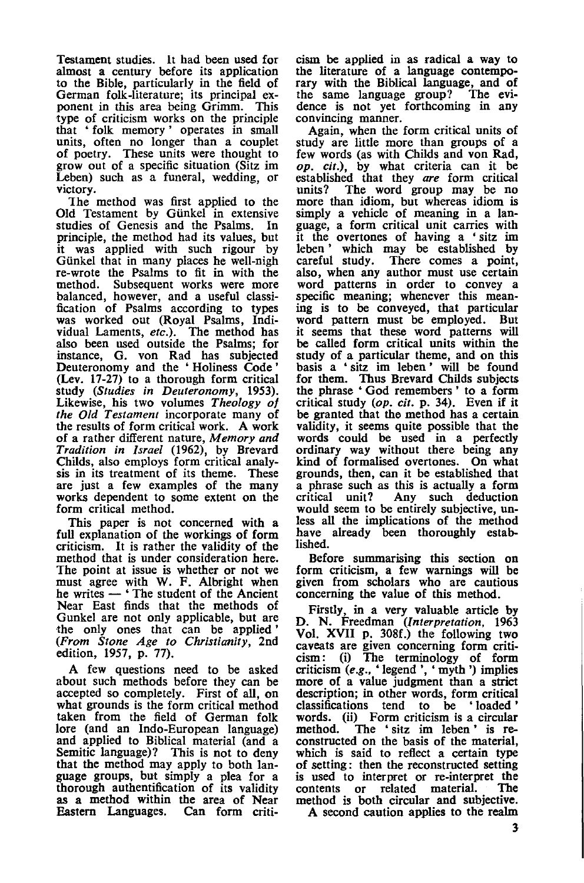Testament studies. It had been used for almost a century before its application to the Bible, particularly in the field of German folk-literature; its principal exponent in this area being Grimm. This type of criticism works on the principle that 'folk memory' operates in small units, often no longer than a couplet of poetry. These units were thought to grow out of a specific situation (Sitz im Leben) such as a funeral, wedding, or victory.

The method was first applied to the Old Testament by Günkel in extensive studies of Genesis and the Psalms. In principle, the method had its values, but it was applied with such rigour by Günkel that in many places he well-nigh re-wrote the Psalms to fit in with the method. Subsequent works were more balanced, however, and a useful classification of Psalms according to types was worked out (Royal Psalms, Individual Laments, *etc.*). The method has also been used outside the Psalms; for instance, G. von Rad has subjected Deuteronomy and the 'Holiness Code' (Lev. 17-27) to a thorough form critical study (*Studies in Deuteronomy*, 1953). Likewise, his two volumes *Theology of the Old Testament* incorporate many of the results of form critical work. A work of a rather different nature, *Memory and Tradition in Israel* (1962), by Brevard Childs, also employs form critical analysis in its treatment of its theme. These are just a few examples of the many works dependent to some extent on the form critical method.

This paper is not concerned with a full explanation of the workings of form criticism. It is rather the validity of the method that is under consideration here. The point at issue is whether or not we must agree with W. F. Albright when he writes — 'The student of the Ancient Near East finds that the methods of Gunkel are not only applicable, but are the only ones that can be applied' (*From Stone Age to Christianity*, 2nd edition, 1957, p. 77).

A few questions need to be asked about such methods before they can be accepted so completely. First of all, on what grounds is the form critical method taken from the field of German folk lore (and an Indo-European language) and applied to Biblical material (and a Semitic language)? This is not to deny that the method may apply to both language groups, but simply a plea for a thorough authentification of its validity as a method within the area of Near Eastern Languages. Can form criticism be applied in as radical a way to the literature of a language contemporary with the Biblical language, and of the same language group? The evidence is not yet forthcoming in any convincing manner.

Again, when the form critical units of study are little more than groups of a few words (as with Childs and von Rad, *op. cit.*), by what criteria can it be established that they *are* form critical units? The word group may be no more than idiom, but whereas idiom is simply a vehicle of meaning in a language, a form critical unit carries with it the overtones of having a 'sitz im leben' which may be established by careful study. There comes a point, also, when any author must use certain word patterns in order to convey a specific meaning; whenever this meaning is to be conveyed, that particular word pattern must be employed. But it seems that these word patterns will be called form critical units within the study of a particular theme, and on this basis a 'sitz im leben' will be found for them. Thus Brevard Childs subjects the phrase 'God remembers' to a form critical study (*op. cit.* p. 34). Even if it be granted that the method has a certain validity, it seems quite possible that the words could be used in a perfectly ordinary way without there being any kind of formalised overtones. On what grounds, then, can it be established that a phrase such as this is actually a form critical unit? Any such deduction would seem to be entirely subjective, unless all the implications of the method have already been thoroughly established.

Before summarising this section on form criticism, a few warnings will be given from scholars who are cautious concerning the value of this method.

Firstly, in a very valuable article by D. N. Freedman (*Interpretation*, 1963 Vol. XVII p. 308f.) the following two caveats are given concerning form criticism: (i) The terminology of form criticism (*e.g.*, 'legend', 'myth') implies more of a value judgment than a strict description; in other words, form critical classifications tend to be 'loaded' words. (ii) Form criticism is a circular method. The 'sitz im leben' is reconstructed on the basis of the material, which is said to reflect a certain type of setting: then the reconstructed setting is used to interpret or re-interpret the contents or related material. The method is both circular and subjective.

A second caution applies to the realm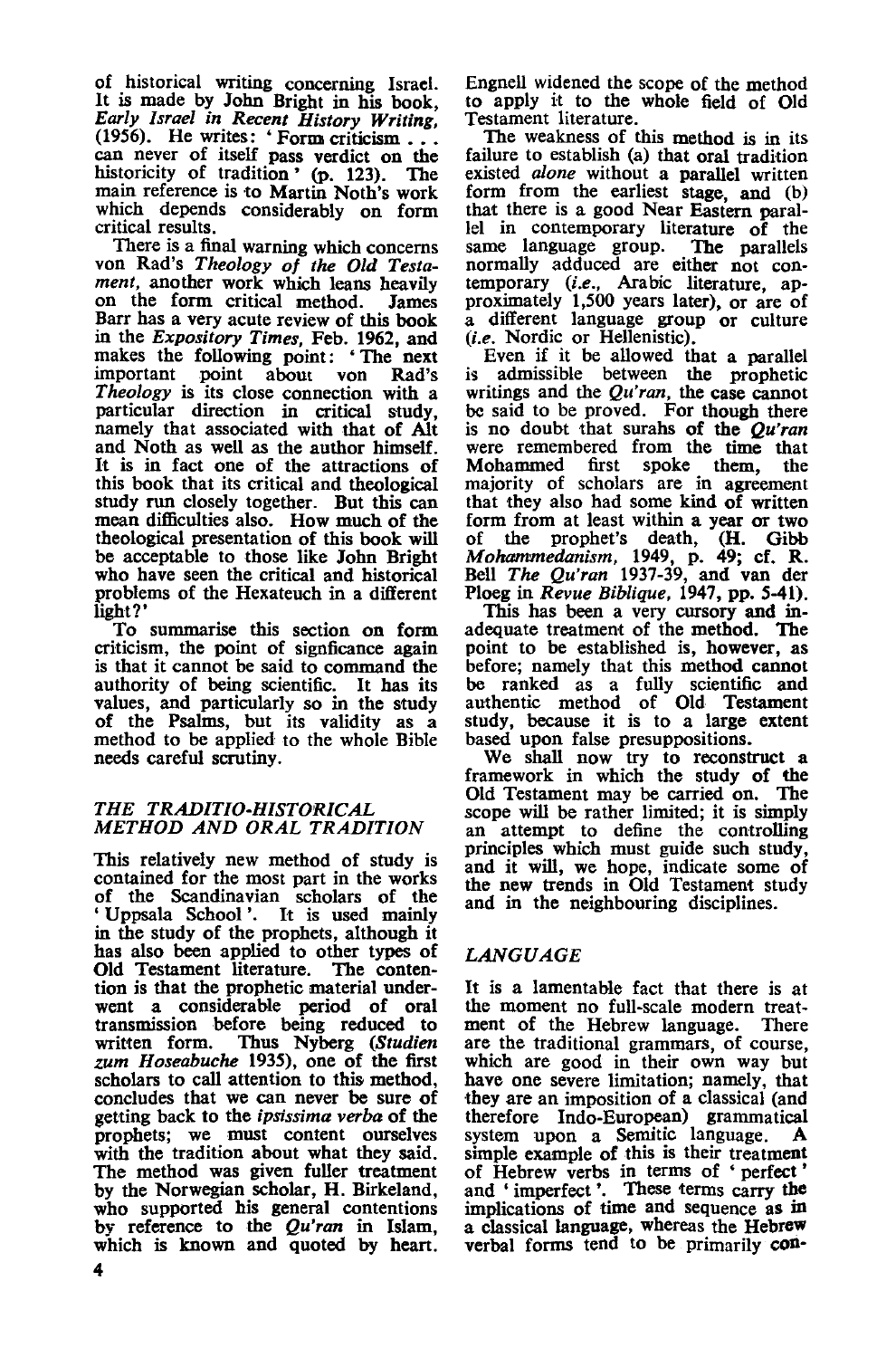of historical writing concerning Israel. It is made by John Bright in his book, *Early Israel in Recent History Writing*, (1956). He writes: 'Form criticism . . . can never of itself pass verdict on the historicity of tradition' (p. 123). The main reference is to Martin Noth's work which depends considerably on form critical results.

There is a final warning which concerns von Rad's *Theology of the Old Testament*, another work which leans heavily on the form critical method. James Barr has a very acute review of this book in the *Expository Times*, Feb. 1962, and makes the following point: 'The next important point about von Rad's *Theology* is its close connection with a particular direction in critical study, namely that associated with that of Alt and Noth as well as the author himself. It is in fact one of the attractions of this book that its critical and theological study run closely together. But this can mean difficulties also. How much of the theological presentation of this book will be acceptable to those like John Bright who have seen the critical and historical problems of the Hexateuch in a different light?'

To summarise this section on form criticism, the point of signficance again is that it cannot be said to command the authority of being scientific. It has its values, and particularly so in the study of the Psalms, but its validity as a method to be applied to the whole Bible needs careful scrutiny.

### *THE TRADITIO-HISTORICAL METHOD AND ORAL TRADITION*

This relatively new method of study is contained for the most part in the works of the Scandinavian scholars of the 'Uppsala School'. It is used mainly in the study of the prophets, although it has also been applied to other types of Old Testament literature. The contention is that the prophetic material underwent a considerable period of oral transmission before being reduced to written form. Thus Nyberg (*Studien zum Hoseabuche* 1935), one of the first scholars to call attention to this method, concludes that we can never be sure of getting back to the *ipsissima verba* of the prophets; we must content ourselves with the tradition about what they said. The method was given fuller treatment by the Norwegian scholar, H. Birkeland, who supported his general contentions by reference to the *Qu'ran* in Islam, which is known and quoted by heart. Engnell widened the scope of the method to apply it to the whole field of Old Testament literature.

The weakness of this method is in its failure to establish (a) that oral tradition existed *alone* without a parallel written form from the earliest stage, and (b) that there is a good Near Eastern parallel in contemporary literature of the same language group. The parallels normally adduced are either not contemporary (*i.e.*, Arabic literature, approximately 1,500 years later), or are of a different language group or culture (*i.e.* Nordic or Hellenistic).

Even if it be allowed that a parallel is admissible between the prophetic writings and the *Qu'ran*, the case cannot be said to be proved. For though there is no doubt that surahs of the *Qu'ran* were remembered from the time that Mohammed first spoke them, the majority of scholars are in agreement that they also had some kind of written form from at least within a year or two of the prophet's death, (H. Gibb *Mohammedanism*, 1949, p. 49; cf. R. Bell *The Qu'ran* 1937-39, and van der Ploeg in *Revue Biblique*, 1947, pp. 5-41).

This has been a very cursory and inadequate treatment of the method. The point to be established is, however, as before; namely that this method cannot be ranked as a fully scientific and authentic method of Old Testament study, because it is to a large extent based upon false presuppositions.

We shall now try to reconstruct a framework in which the study of the Old Testament may be carried on. The scope will be rather limited; it is simply an attempt to define the controlling principles which must guide such study, and it will, we hope, indicate some of the new trends in Old Testament study and in the neighbouring disciplines.

### *LANGUAGE*

It is a lamentable fact that there is at the moment no full-scale modern treatment of the Hebrew language. There are the traditional grammars, of course, which are good in their own way but have one severe limitation; namely, that they are an imposition of a classical (and therefore Indo-European) grammatical system upon a Semitic language. A simple example of this is their treatment of Hebrew verbs in terms of 'perfect' and 'imperfect'. These terms carry the implications of time and sequence as in a classical language, whereas the Hebrew verbal forms tend to be primarily con-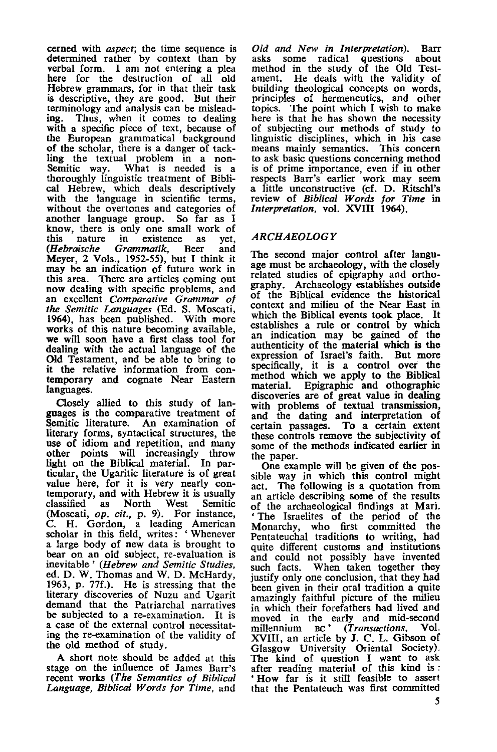cerned with *aspect*; the time sequence is determined rather by context than by verbal form. I am not entering a plea here for the destruction of all old Hebrew grammars, for in that their task is descriptive, they are good. But their terminology and analysis can be misleading. Thus, when it comes to dealing with a specific piece of text, because of the European grammatical background of the scholar, there is a danger of tackling the textual problem in a non-Semitic way. What is needed is a thoroughly linguistic treatment of Biblical Hebrew, which deals descriptively with the language in scientific terms, without the overtones and categories of another language group. So far as I know, there is only one small work of this nature in existence as yet, (*Hebraische Grammatik*, Beer and Meyer, 2 Vols., 1952-55), but I think it may be an indication of future work in this area. There are articles coming out now dealing with specific problems, and an excellent *Comparative Grammar of the Semitic Languages* (Ed. S. Moscati, 1964), has been published. With more works of this nature becoming available, we will soon have a first class tool for dealing with the actual language of the Old Testament, and be able to bring to it the relative information from contemporary and cognate Near Eastern languages.

Closely allied to this study of languages is the comparative treatment of Semitic literature. An examination of literary forms, syntactical structures, the use of idiom and repetition, and many other points will increasingly throw light on the Biblical material. In particular, the Ugaritic literature is of great value here, for it is very nearly contemporary, and with Hebrew it is usually classified as North West Semitic (Moscati, *op. cit.*, p. 9). For instance, C. H. Gordon, a leading American scholar in this field, writes: 'Whenever a large body of new data is brought to bear on an old subject, re-evaluation is inevitable' (*Hebrew and Semitic Studies*, ed. D. W. Thomas and W. D. McHardy, 1963, p. 77f.). He is stressing that the literary discoveries of Nuzu and Ugarit demand that the Patriarchal narratives be subjected to a re-examination. It is a case of the external control necessitating the re-examination of the validity of the old method of study.

A short note should be added at this stage on the influence of James Barr's recent works (*The Semantics of Biblical Language, Biblical Words for Time*, and *Old and New in Interpretation*). Barr asks some radical questions about method in the study of the Old Testament. He deals with the validity of building theological concepts on words, principles of hermeneutics, and other topics. The point which I wish to make here is that he has shown the necessity of subjecting our methods of study to linguistic disciplines, which in his case means mainly semantics. This concern to ask basic questions concerning method is of prime importance, even if in other respects Barr's earlier work may seem a little unconstructive (cf. D. Ritschl's review of *Biblical Words for Time* in *Interpretation*, vol. XVIII 1964).

### *ARCHAEOLOGY*

The second major control after language must be archaeology, with the closely related studies of epigraphy and orthography. Archaeology establishes outside of the Biblical evidence the historical context and milieu of the Near East in which the Biblical events took place. It establishes a rule or control by which an indication may be gained of the authenticity of the material which is the expression of Israel's faith. But more specifically, it is a control over the method which we apply to the Biblical material. Epigraphic and othographic discoveries are of great value in dealing with problems of textual transmission, and the dating and interpretation of certain passages. To a certain extent these controls remove the subjectivity of some of the methods indicated earlier in the paper.

One example will be given of the possible way in which this control might act. The following is a quotation from an article describing some of the results of the archaeological findings at Mari. 'The Israelites of the period of the Monarchy, who first committed the Pentateuchal traditions to writing, had quite different customs and institutions and could not possibly have invented such facts. When taken together they justify only one conclusion, that they had been given in their oral tradition a quite amazingly faithful picture of the milieu in which their forefathers had lived and moved in the early and mid-second millennium BC' (*Transactions*, Vol. XVIII, an article by J. C. L. Gibson of Glasgow University Oriental Society). The kind of question I want to ask after reading material of this kind is: 'How far is it still feasible to assert that the Pentateuch was first committed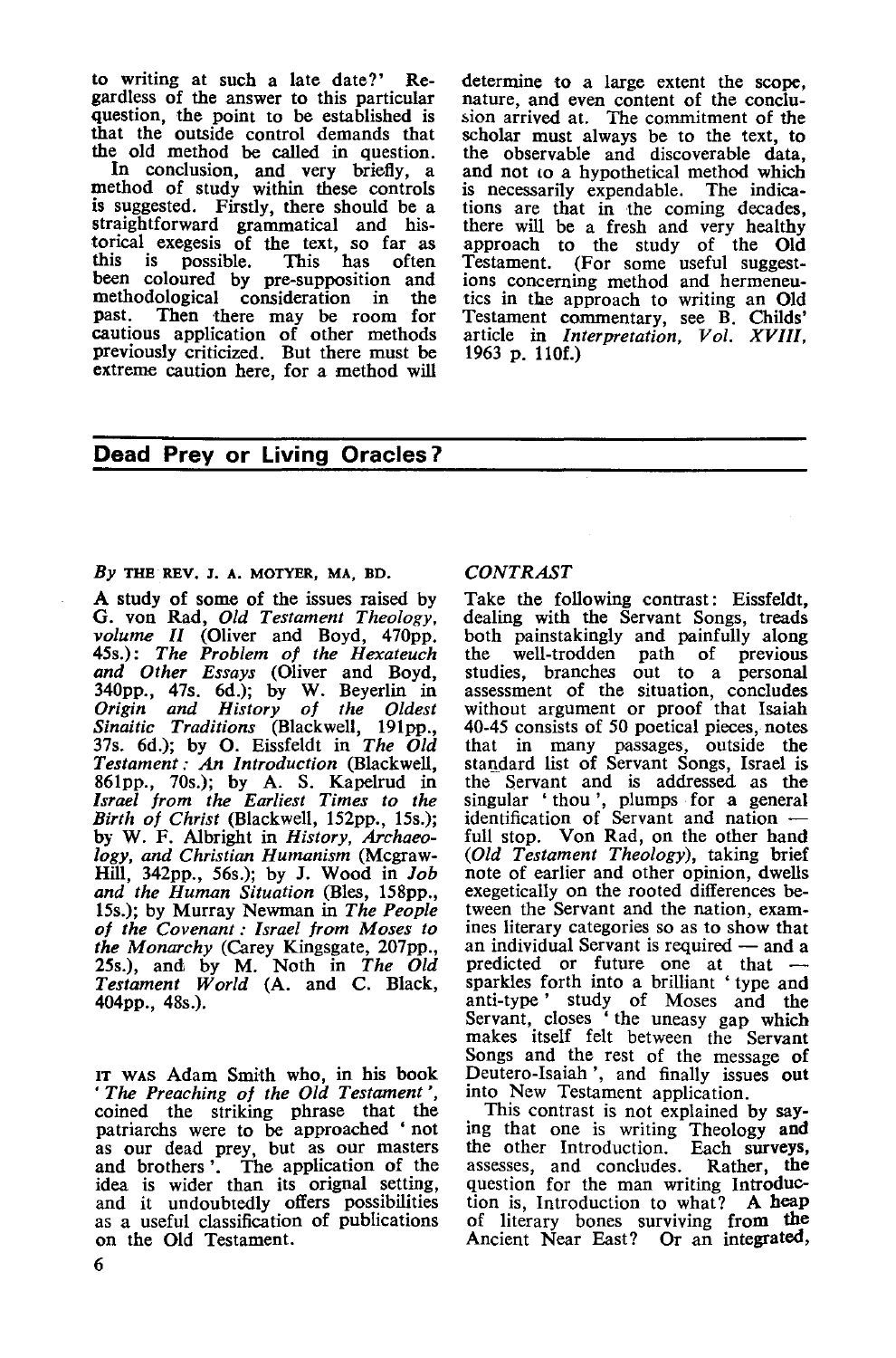to writing at such a late date?' Regardless of the answer to this particular question, the point to be established is that the outside control demands that the old method be called in question.

In conclusion, and very briefly, a method of study within these controls is suggested. Firstly, there should be a straightforward grammatical and historical exegesis of the text, so far as this is possible. This has often been coloured by pre-supposition and methodological consideration in the past. Then there may be room for cautious application of other methods previously criticized. But there must be extreme caution here, for a method will determine to a large extent the scope, nature, and even content of the conclusion arrived at. The commitment of the scholar must always be to the text, to the observable and discoverable data, and not to a hypothetical method which is necessarily expendable. The indications are that in the coming decades, there will be a fresh and very healthy approach to the study of the Old Testament. (For some useful suggestions concerning method and hermeneutics in the approach to writing an Old Testament commentary, see B. Childs' article in *Interpretation, Vol. XVIII,* 1963 p. 110f.)

## Dead Prey or Living Oracles?

*By* THE REV. J. A. MOTYER, MA, BD.

A study of some of the issues raised by G. von Rad, *Old Testament Theology, volume II* (Oliver and Boyd, 470pp. 45s.): *The Problem of the Hexateuch and Other Essays* (Oliver and Boyd, 340pp., 47s. 6d.); by W. Beyerlin in *Origin and History of the Oldest Sinaitic Traditions* (Blackwell, 191pp., 37s. 6d.); by O. Eissfeldt in *The Old Testament: An Introduction* (Blackwell, 861pp., 70s.); by A. S. Kapelrud in *Israel from the Earliest Times to the Birth of Christ* (Blackwell, 152pp., 15s.); by W. F. Albright in *History, Archaeology, and Christian Humanism* (Mcgraw-Hill, 342pp., 56s.); by J. Wood in *Job and the Human Situation* (Bles, 158pp., 15s.); by Murray Newman in *The People of the Covenant: Israel from Moses to the Monarchy* (Carey Kingsgate, 207pp., 25s.), and by M. Noth in *The Old Testament World* (A. and C. Black, 404pp., 48s.).

IT WAS Adam Smith who, in his book '*The Preaching of the Old Testament*', coined the striking phrase that the patriarchs were to be approached 'not as our dead prey, but as our masters and brothers'. The application of the idea is wider than its orignal setting, and it undoubtedly offers possibilities as a useful classification of publications on the Old Testament.

### *CONTRAST*

Take the following contrast: Eissfeldt, dealing with the Servant Songs, treads both painstakingly and painfully along the well-trodden path of previous studies, branches out to a personal assessment of the situation, concludes without argument or proof that Isaiah 40-45 consists of 50 poetical pieces, notes that in many passages, outside the standard list of Servant Songs, Israel is the Servant and is addressed as the singular 'thou', plumps for a general identification of Servant and nation — full stop. Von Rad, on the other hand (*Old Testament Theology*), taking brief note of earlier and other opinion, dwells exegetically on the rooted differences between the Servant and the nation, examines literary categories so as to show that an individual Servant is required — and a predicted or future one at that — sparkles forth into a brilliant 'type and anti-type' study of Moses and the Servant, closes 'the uneasy gap which makes itself felt between the Servant Songs and the rest of the message of Deutero-Isaiah', and finally issues out into New Testament application.

This contrast is not explained by saying that one is writing Theology and the other Introduction. Each surveys, assesses, and concludes. Rather, the question for the man writing Introduction is, Introduction to what? A heap of literary bones surviving from the Ancient Near East? Or an integrated,